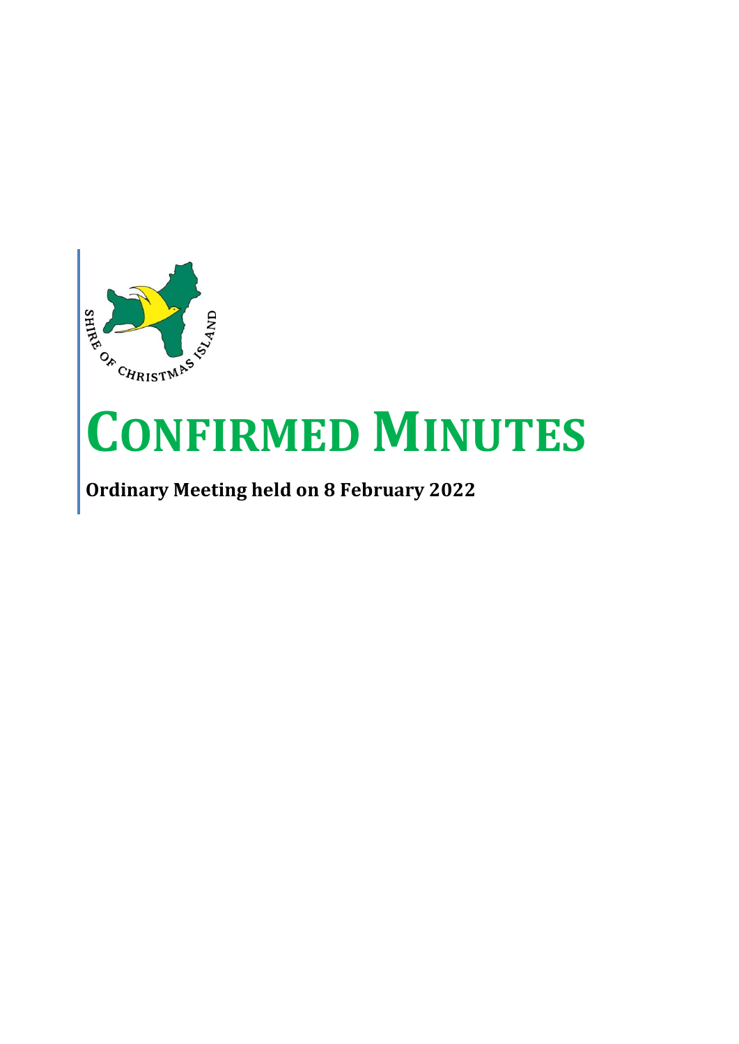# CONFIRMED MINUTES

**Ordinary Meeting held on 8 February 2022**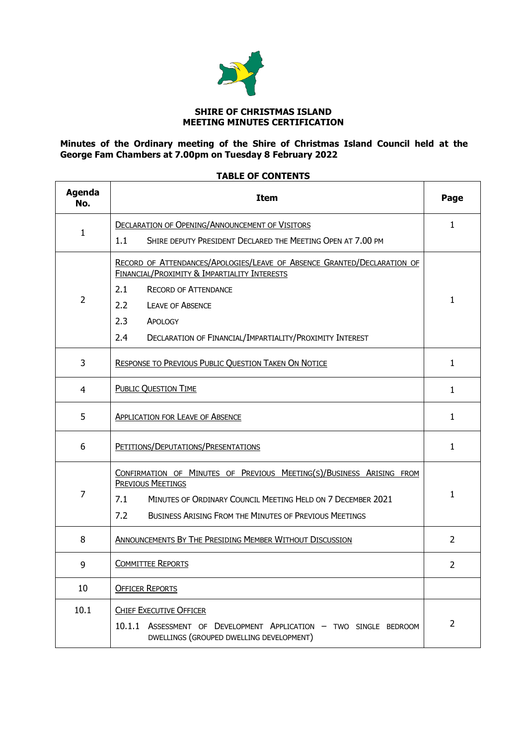**SHIRE OF CHRISTMAS ISLAND**
**MEETING MINUTES CERTIFICATION**

**Minutes of the Ordinary meeting of the Shire of Christmas Island Council held at the George Fam Chambers at 7.00pm on Tuesday 8 February 2022**

**TABLE OF CONTENTS**

| Agenda No. | Item | Page |
|---|---|---|
| 1 | DECLARATION OF OPENING/ANNOUNCEMENT OF VISITORS<br>1.1 SHIRE DEPUTY PRESIDENT DECLARED THE MEETING OPEN AT 7.00 PM | 1 |
| 2 | RECORD OF ATTENDANCES/APOLOGIES/LEAVE OF ABSENCE GRANTED/DECLARATION OF FINANCIAL/PROXIMITY & IMPARTIALITY INTERESTS<br>2.1 RECORD OF ATTENDANCE<br>2.2 LEAVE OF ABSENCE<br>2.3 APOLOGY<br>2.4 DECLARATION OF FINANCIAL/IMPARTIALITY/PROXIMITY INTEREST | 1 |
| 3 | RESPONSE TO PREVIOUS PUBLIC QUESTION TAKEN ON NOTICE | 1 |
| 4 | PUBLIC QUESTION TIME | 1 |
| 5 | APPLICATION FOR LEAVE OF ABSENCE | 1 |
| 6 | PETITIONS/DEPUTATIONS/PRESENTATIONS | 1 |
| 7 | CONFIRMATION OF MINUTES OF PREVIOUS MEETING(S)/BUSINESS ARISING FROM PREVIOUS MEETINGS<br>7.1 MINUTES OF ORDINARY COUNCIL MEETING HELD ON 7 DECEMBER 2021<br>7.2 BUSINESS ARISING FROM THE MINUTES OF PREVIOUS MEETINGS | 1 |
| 8 | ANNOUNCEMENTS BY THE PRESIDING MEMBER WITHOUT DISCUSSION | 2 |
| 9 | COMMITTEE REPORTS | 2 |
| 10 | OFFICER REPORTS | |
| 10.1 | CHIEF EXECUTIVE OFFICER<br>10.1.1 ASSESSMENT OF DEVELOPMENT APPLICATION – TWO SINGLE BEDROOM DWELLINGS (GROUPED DWELLING DEVELOPMENT) | 2 |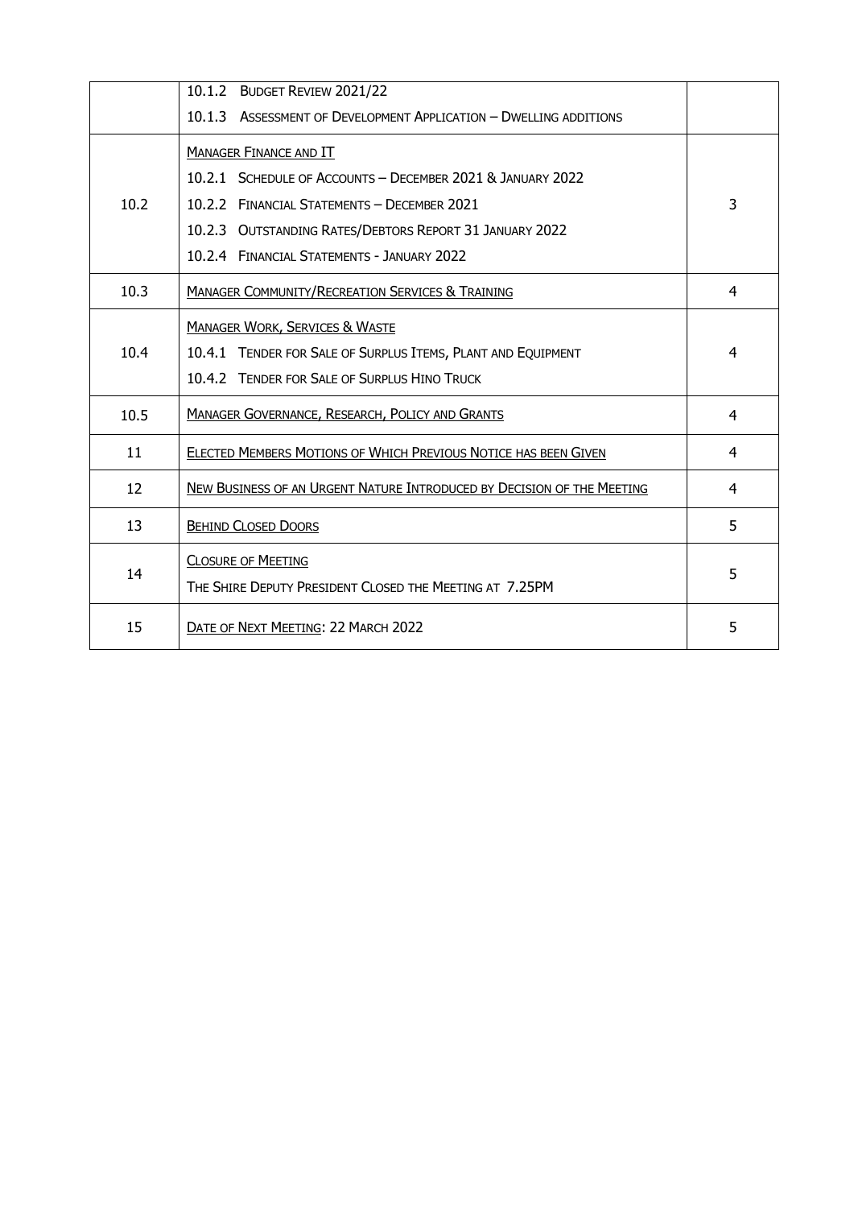| | | |
|---|---|---|
| | 10.1.2 BUDGET REVIEW 2021/22<br>10.1.3 ASSESSMENT OF DEVELOPMENT APPLICATION – DWELLING ADDITIONS | |
| 10.2 | MANAGER FINANCE AND IT<br>10.2.1 SCHEDULE OF ACCOUNTS – DECEMBER 2021 & JANUARY 2022<br>10.2.2 FINANCIAL STATEMENTS – DECEMBER 2021<br>10.2.3 OUTSTANDING RATES/DEBTORS REPORT 31 JANUARY 2022<br>10.2.4 FINANCIAL STATEMENTS - JANUARY 2022 | 3 |
| 10.3 | MANAGER COMMUNITY/RECREATION SERVICES & TRAINING | 4 |
| 10.4 | MANAGER WORK, SERVICES & WASTE<br>10.4.1 TENDER FOR SALE OF SURPLUS ITEMS, PLANT AND EQUIPMENT<br>10.4.2 TENDER FOR SALE OF SURPLUS HINO TRUCK | 4 |
| 10.5 | MANAGER GOVERNANCE, RESEARCH, POLICY AND GRANTS | 4 |
| 11 | ELECTED MEMBERS MOTIONS OF WHICH PREVIOUS NOTICE HAS BEEN GIVEN | 4 |
| 12 | NEW BUSINESS OF AN URGENT NATURE INTRODUCED BY DECISION OF THE MEETING | 4 |
| 13 | BEHIND CLOSED DOORS | 5 |
| 14 | CLOSURE OF MEETING<br>THE SHIRE DEPUTY PRESIDENT CLOSED THE MEETING AT 7.25PM | 5 |
| 15 | DATE OF NEXT MEETING: 22 MARCH 2022 | 5 |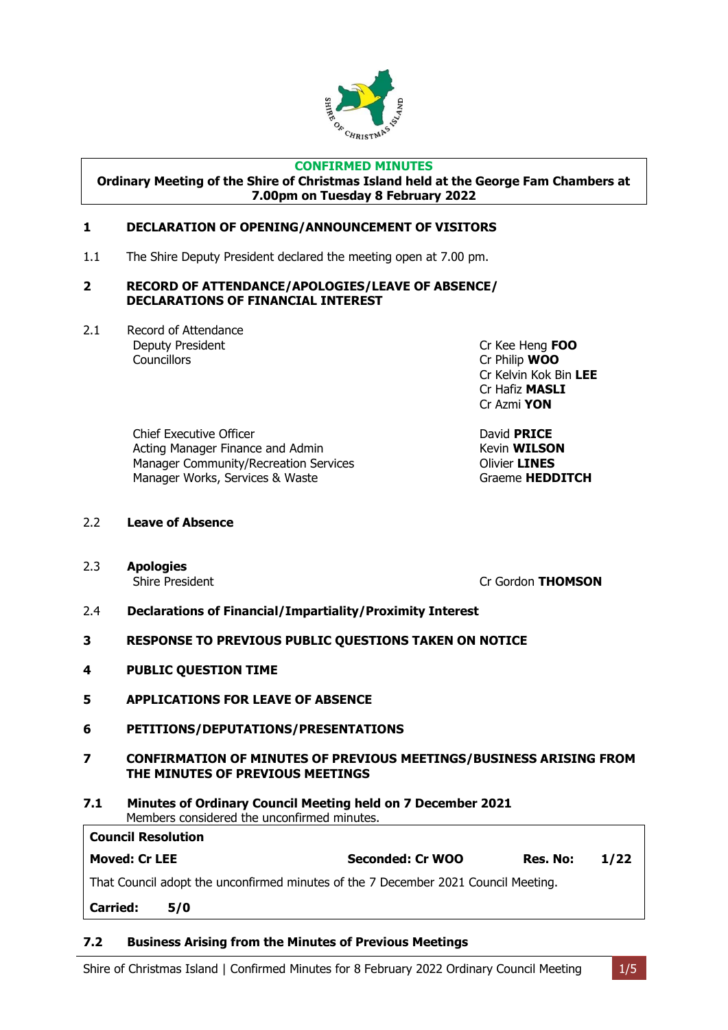**CONFIRMED MINUTES**

**Ordinary Meeting of the Shire of Christmas Island held at the George Fam Chambers at 7.00pm on Tuesday 8 February 2022**

## 1 DECLARATION OF OPENING/ANNOUNCEMENT OF VISITORS

1.1 The Shire Deputy President declared the meeting open at 7.00 pm.

## 2 RECORD OF ATTENDANCE/APOLOGIES/LEAVE OF ABSENCE/ DECLARATIONS OF FINANCIAL INTEREST

2.1 Record of Attendance

| | |
|---|---|
| Deputy President | Cr Kee Heng **FOO** |
| Councillors | Cr Philip **WOO** |
| | Cr Kelvin Kok Bin **LEE** |
| | Cr Hafiz **MASLI** |
| | Cr Azmi **YON** |
| Chief Executive Officer | David **PRICE** |
| Acting Manager Finance and Admin | Kevin **WILSON** |
| Manager Community/Recreation Services | Olivier **LINES** |
| Manager Works, Services & Waste | Graeme **HEDDITCH** |

2.2 **Leave of Absence**

2.3 **Apologies**

Shire President — Cr Gordon **THOMSON**

2.4 **Declarations of Financial/Impartiality/Proximity Interest**

## 3 RESPONSE TO PREVIOUS PUBLIC QUESTIONS TAKEN ON NOTICE

## 4 PUBLIC QUESTION TIME

## 5 APPLICATIONS FOR LEAVE OF ABSENCE

## 6 PETITIONS/DEPUTATIONS/PRESENTATIONS

## 7 CONFIRMATION OF MINUTES OF PREVIOUS MEETINGS/BUSINESS ARISING FROM THE MINUTES OF PREVIOUS MEETINGS

### 7.1 Minutes of Ordinary Council Meeting held on 7 December 2021

Members considered the unconfirmed minutes.

**Council Resolution**

**Moved: Cr LEE** | **Seconded: Cr WOO** | **Res. No: 1/22**

That Council adopt the unconfirmed minutes of the 7 December 2021 Council Meeting.

**Carried: 5/0**

### 7.2 Business Arising from the Minutes of Previous Meetings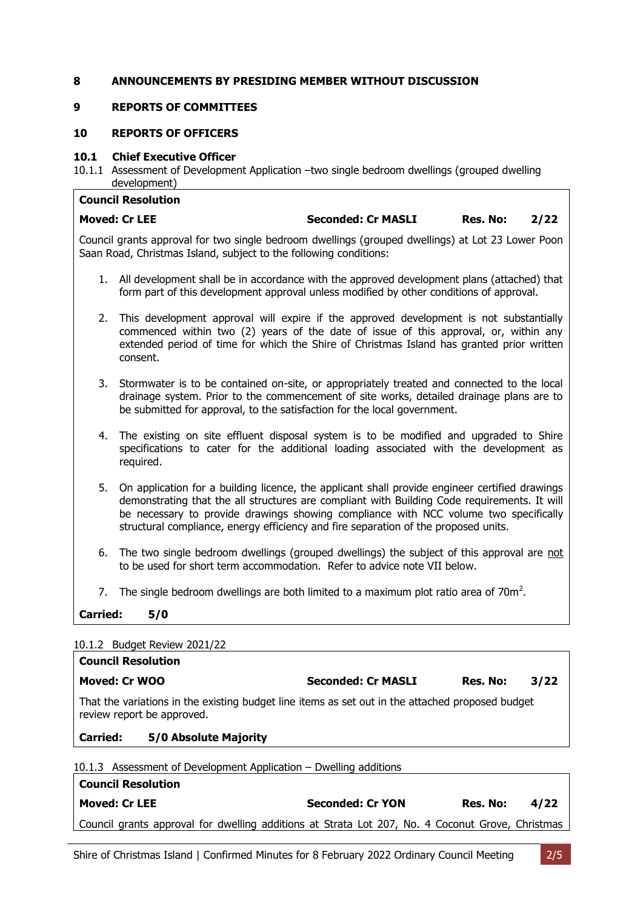## 8 ANNOUNCEMENTS BY PRESIDING MEMBER WITHOUT DISCUSSION

## 9 REPORTS OF COMMITTEES

## 10 REPORTS OF OFFICERS

### 10.1 Chief Executive Officer

10.1.1 Assessment of Development Application –two single bedroom dwellings (grouped dwelling development)

**Council Resolution**

**Moved: Cr LEE** **Seconded: Cr MASLI** **Res. No: 2/22**

Council grants approval for two single bedroom dwellings (grouped dwellings) at Lot 23 Lower Poon Saan Road, Christmas Island, subject to the following conditions:

1. All development shall be in accordance with the approved development plans (attached) that form part of this development approval unless modified by other conditions of approval.
2. This development approval will expire if the approved development is not substantially commenced within two (2) years of the date of issue of this approval, or, within any extended period of time for which the Shire of Christmas Island has granted prior written consent.
3. Stormwater is to be contained on-site, or appropriately treated and connected to the local drainage system. Prior to the commencement of site works, detailed drainage plans are to be submitted for approval, to the satisfaction for the local government.
4. The existing on site effluent disposal system is to be modified and upgraded to Shire specifications to cater for the additional loading associated with the development as required.
5. On application for a building licence, the applicant shall provide engineer certified drawings demonstrating that the all structures are compliant with Building Code requirements. It will be necessary to provide drawings showing compliance with NCC volume two specifically structural compliance, energy efficiency and fire separation of the proposed units.
6. The two single bedroom dwellings (grouped dwellings) the subject of this approval are <u>not</u> to be used for short term accommodation. Refer to advice note VII below.
7. The single bedroom dwellings are both limited to a maximum plot ratio area of $70m^2$.

**Carried: 5/0**

10.1.2 Budget Review 2021/22

**Council Resolution**

**Moved: Cr WOO** **Seconded: Cr MASLI** **Res. No: 3/22**

That the variations in the existing budget line items as set out in the attached proposed budget review report be approved.

**Carried: 5/0 Absolute Majority**

10.1.3 Assessment of Development Application – Dwelling additions

**Council Resolution**

**Moved: Cr LEE** **Seconded: Cr YON** **Res. No: 4/22**

Council grants approval for dwelling additions at Strata Lot 207, No. 4 Coconut Grove, Christmas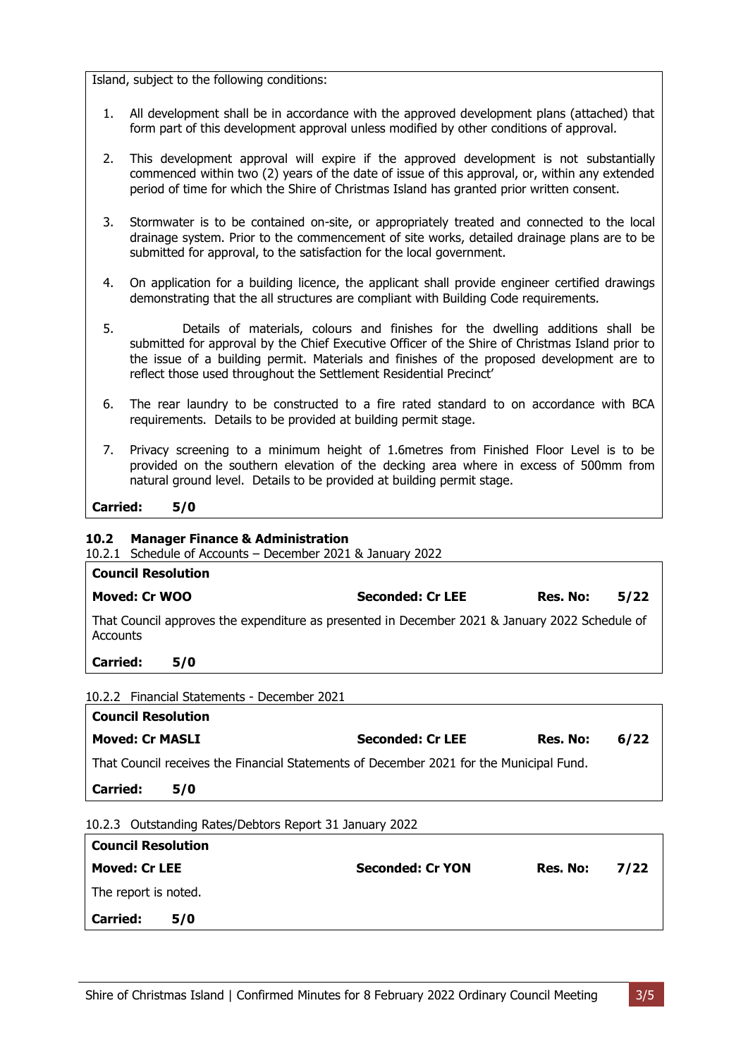Island, subject to the following conditions:

1. All development shall be in accordance with the approved development plans (attached) that form part of this development approval unless modified by other conditions of approval.

2. This development approval will expire if the approved development is not substantially commenced within two (2) years of the date of issue of this approval, or, within any extended period of time for which the Shire of Christmas Island has granted prior written consent.

3. Stormwater is to be contained on-site, or appropriately treated and connected to the local drainage system. Prior to the commencement of site works, detailed drainage plans are to be submitted for approval, to the satisfaction for the local government.

4. On application for a building licence, the applicant shall provide engineer certified drawings demonstrating that the all structures are compliant with Building Code requirements.

5. Details of materials, colours and finishes for the dwelling additions shall be submitted for approval by the Chief Executive Officer of the Shire of Christmas Island prior to the issue of a building permit. Materials and finishes of the proposed development are to reflect those used throughout the Settlement Residential Precinct'

6. The rear laundry to be constructed to a fire rated standard to on accordance with BCA requirements. Details to be provided at building permit stage.

7. Privacy screening to a minimum height of 1.6metres from Finished Floor Level is to be provided on the southern elevation of the decking area where in excess of 500mm from natural ground level. Details to be provided at building permit stage.

**Carried: 5/0**

### 10.2 Manager Finance & Administration

10.2.1 Schedule of Accounts – December 2021 & January 2022

**Council Resolution**

**Moved: Cr WOO** | **Seconded: Cr LEE** | **Res. No: 5/22**

That Council approves the expenditure as presented in December 2021 & January 2022 Schedule of Accounts

**Carried: 5/0**

10.2.2 Financial Statements - December 2021

**Council Resolution**

**Moved: Cr MASLI** | **Seconded: Cr LEE** | **Res. No: 6/22**

That Council receives the Financial Statements of December 2021 for the Municipal Fund.

**Carried: 5/0**

10.2.3 Outstanding Rates/Debtors Report 31 January 2022

**Council Resolution**

**Moved: Cr LEE** | **Seconded: Cr YON** | **Res. No: 7/22**

The report is noted.

**Carried: 5/0**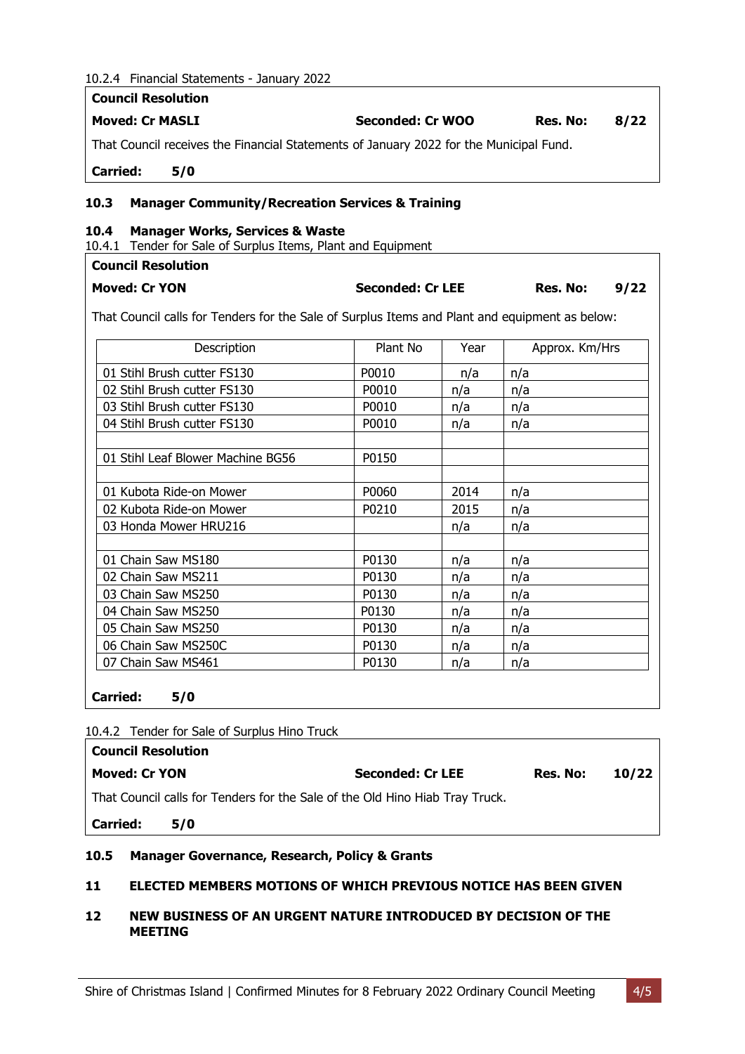10.2.4 Financial Statements - January 2022

**Council Resolution**

**Moved: Cr MASLI** | **Seconded: Cr WOO** | **Res. No: 8/22**

That Council receives the Financial Statements of January 2022 for the Municipal Fund.

**Carried: 5/0**

## 10.3 Manager Community/Recreation Services & Training

## 10.4 Manager Works, Services & Waste

10.4.1 Tender for Sale of Surplus Items, Plant and Equipment

**Council Resolution**

**Moved: Cr YON** | **Seconded: Cr LEE** | **Res. No: 9/22**

That Council calls for Tenders for the Sale of Surplus Items and Plant and equipment as below:

| Description | Plant No | Year | Approx. Km/Hrs |
|---|---|---|---|
| 01 Stihl Brush cutter FS130 | P0010 | n/a | n/a |
| 02 Stihl Brush cutter FS130 | P0010 | n/a | n/a |
| 03 Stihl Brush cutter FS130 | P0010 | n/a | n/a |
| 04 Stihl Brush cutter FS130 | P0010 | n/a | n/a |
| | | | |
| 01 Stihl Leaf Blower Machine BG56 | P0150 | | |
| | | | |
| 01 Kubota Ride-on Mower | P0060 | 2014 | n/a |
| 02 Kubota Ride-on Mower | P0210 | 2015 | n/a |
| 03 Honda Mower HRU216 | | n/a | n/a |
| | | | |
| 01 Chain Saw MS180 | P0130 | n/a | n/a |
| 02 Chain Saw MS211 | P0130 | n/a | n/a |
| 03 Chain Saw MS250 | P0130 | n/a | n/a |
| 04 Chain Saw MS250 | P0130 | n/a | n/a |
| 05 Chain Saw MS250 | P0130 | n/a | n/a |
| 06 Chain Saw MS250C | P0130 | n/a | n/a |
| 07 Chain Saw MS461 | P0130 | n/a | n/a |

**Carried: 5/0**

10.4.2 Tender for Sale of Surplus Hino Truck

**Council Resolution**

**Moved: Cr YON** | **Seconded: Cr LEE** | **Res. No: 10/22**

That Council calls for Tenders for the Sale of the Old Hino Hiab Tray Truck.

**Carried: 5/0**

## 10.5 Manager Governance, Research, Policy & Grants

# 11 ELECTED MEMBERS MOTIONS OF WHICH PREVIOUS NOTICE HAS BEEN GIVEN

# 12 NEW BUSINESS OF AN URGENT NATURE INTRODUCED BY DECISION OF THE MEETING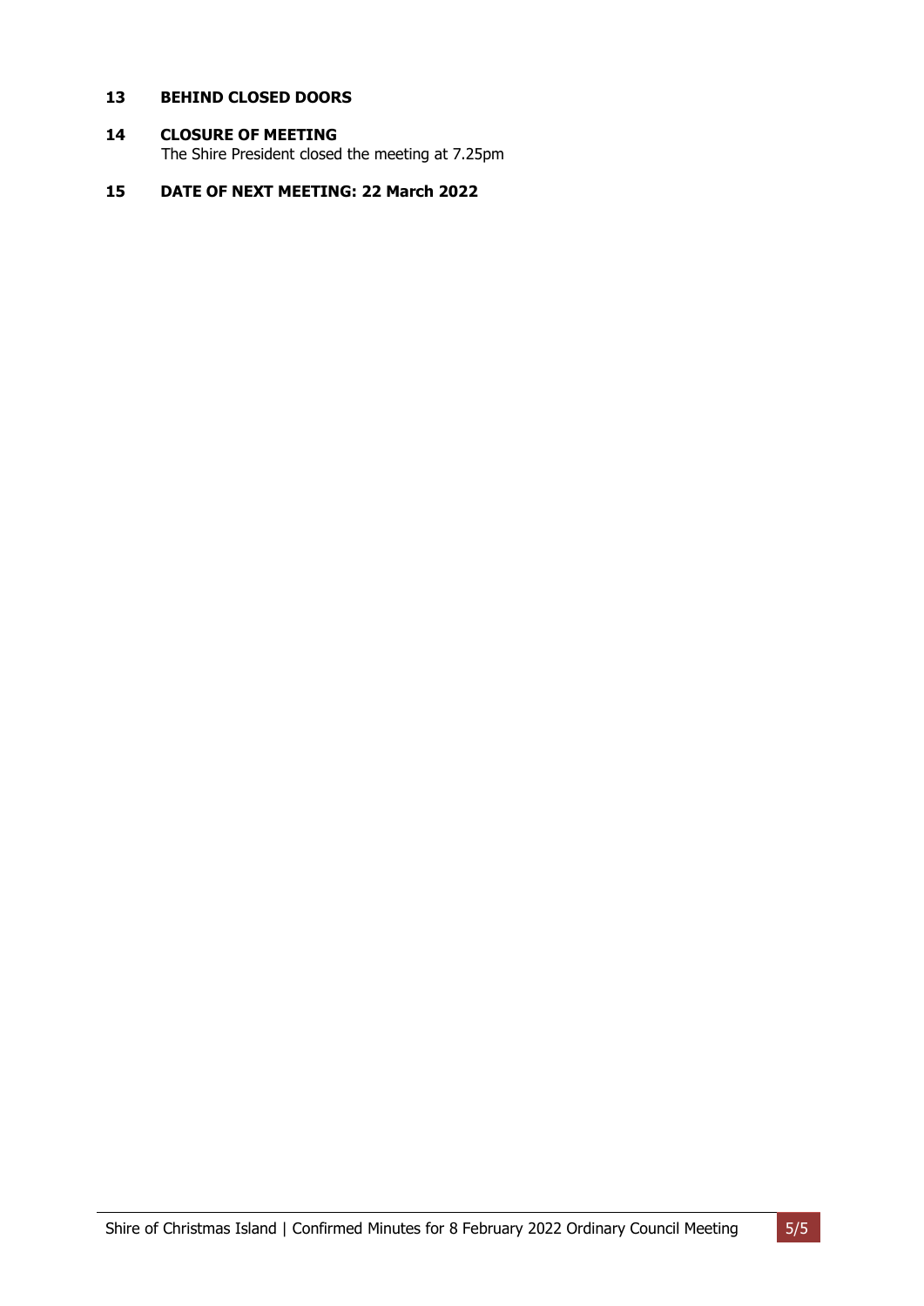## 13 BEHIND CLOSED DOORS

## 14 CLOSURE OF MEETING

The Shire President closed the meeting at 7.25pm

## 15 DATE OF NEXT MEETING: 22 March 2022